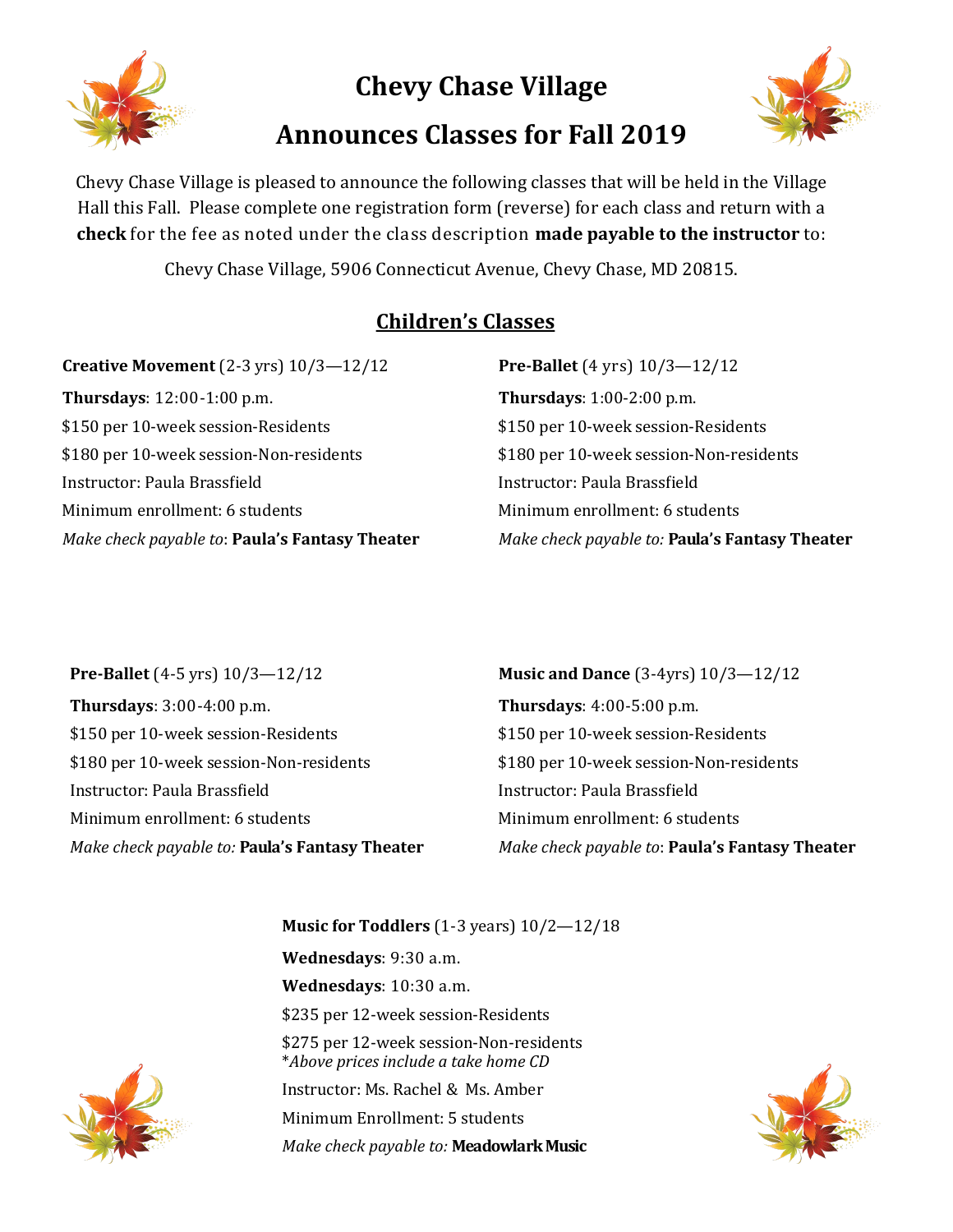# Chevy Chase Village

# Announces Classes for Fall 2019

Chevy Chase Village is pleased to announce the following classes that will be held in the Village Hall this Fall. Please complete one registration form (reverse) for each class and return with a **check** for the fee as noted under the class description **made payable to the instructor** to:

Chevy Chase Village, 5906 Connecticut Avenue, Chevy Chase, MD 20815.

## Children's Classes

**Creative Movement** (2-3 yrs) 10/3—12/12

**Thursdays**: 12:00-1:00 p.m.

$150 per 10-week session-Residents

$180 per 10-week session-Non-residents

Instructor: Paula Brassfield

Minimum enrollment: 6 students

*Make check payable to*: **Paula's Fantasy Theater**

**Pre-Ballet** (4 yrs) 10/3—12/12

**Thursdays**: 1:00-2:00 p.m.

$150 per 10-week session-Residents

$180 per 10-week session-Non-residents

Instructor: Paula Brassfield

Minimum enrollment: 6 students

*Make check payable to:* **Paula's Fantasy Theater**

**Pre-Ballet** (4-5 yrs) 10/3—12/12

**Thursdays**: 3:00-4:00 p.m.

$150 per 10-week session-Residents

$180 per 10-week session-Non-residents

Instructor: Paula Brassfield

Minimum enrollment: 6 students

*Make check payable to:* **Paula's Fantasy Theater**

**Music and Dance** (3-4yrs) 10/3—12/12

**Thursdays**: 4:00-5:00 p.m.

$150 per 10-week session-Residents

$180 per 10-week session-Non-residents

Instructor: Paula Brassfield

Minimum enrollment: 6 students

*Make check payable to*: **Paula's Fantasy Theater**

**Music for Toddlers** (1-3 years) 10/2—12/18

**Wednesdays**: 9:30 a.m.

**Wednesdays**: 10:30 a.m.

$235 per 12-week session-Residents

$275 per 12-week session-Non-residents
**Above prices include a take home CD*

Instructor: Ms. Rachel & Ms. Amber

Minimum Enrollment: 5 students

*Make check payable to:* **Meadowlark Music**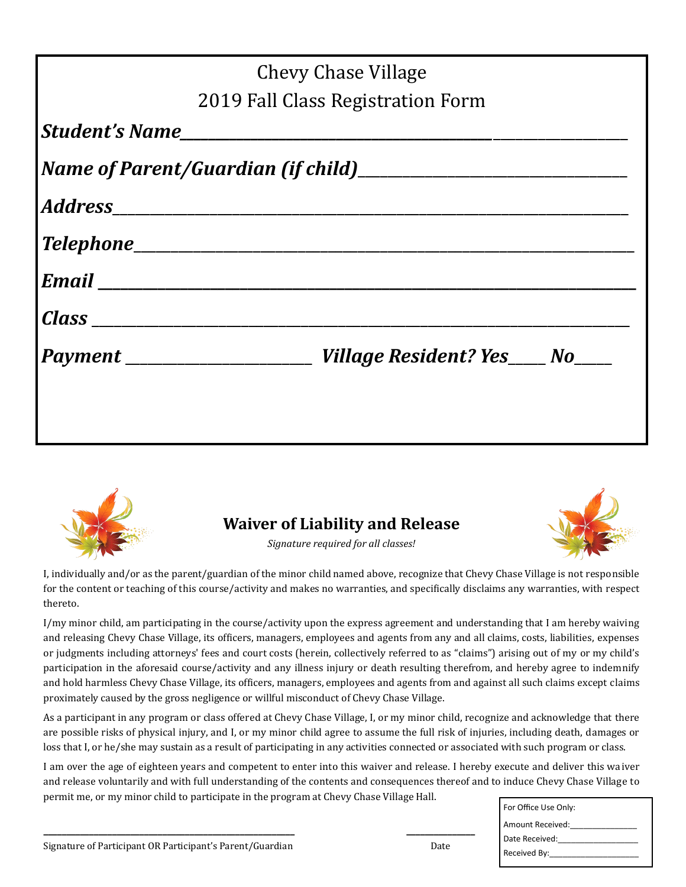Chevy Chase Village

2019 Fall Class Registration Form

***Student's Name***_______________________________________________

***Name of Parent/Guardian (if child)***______________________________

***Address***_________________________________________________________

***Telephone***_______________________________________________________

***Email*** __________________________________________________________

***Class*** __________________________________________________________

***Payment*** _____________________ ***Village Resident? Yes***_____ ***No***_____

## Waiver of Liability and Release

*Signature required for all classes!*

I, individually and/or as the parent/guardian of the minor child named above, recognize that Chevy Chase Village is not responsible for the content or teaching of this course/activity and makes no warranties, and specifically disclaims any warranties, with respect thereto.

I/my minor child, am participating in the course/activity upon the express agreement and understanding that I am hereby waiving and releasing Chevy Chase Village, its officers, managers, employees and agents from any and all claims, costs, liabilities, expenses or judgments including attorneys' fees and court costs (herein, collectively referred to as "claims") arising out of my or my child's participation in the aforesaid course/activity and any illness injury or death resulting therefrom, and hereby agree to indemnify and hold harmless Chevy Chase Village, its officers, managers, employees and agents from and against all such claims except claims proximately caused by the gross negligence or willful misconduct of Chevy Chase Village.

As a participant in any program or class offered at Chevy Chase Village, I, or my minor child, recognize and acknowledge that there are possible risks of physical injury, and I, or my minor child agree to assume the full risk of injuries, including death, damages or loss that I, or he/she may sustain as a result of participating in any activities connected or associated with such program or class.

I am over the age of eighteen years and competent to enter into this waiver and release. I hereby execute and deliver this waiver and release voluntarily and with full understanding of the contents and consequences thereof and to induce Chevy Chase Village to permit me, or my minor child to participate in the program at Chevy Chase Village Hall.

_______________________________________________ _____________

Signature of Participant OR Participant's Parent/Guardian Date

For Office Use Only:

Amount Received:_______________

Date Received:_________________

Received By:___________________